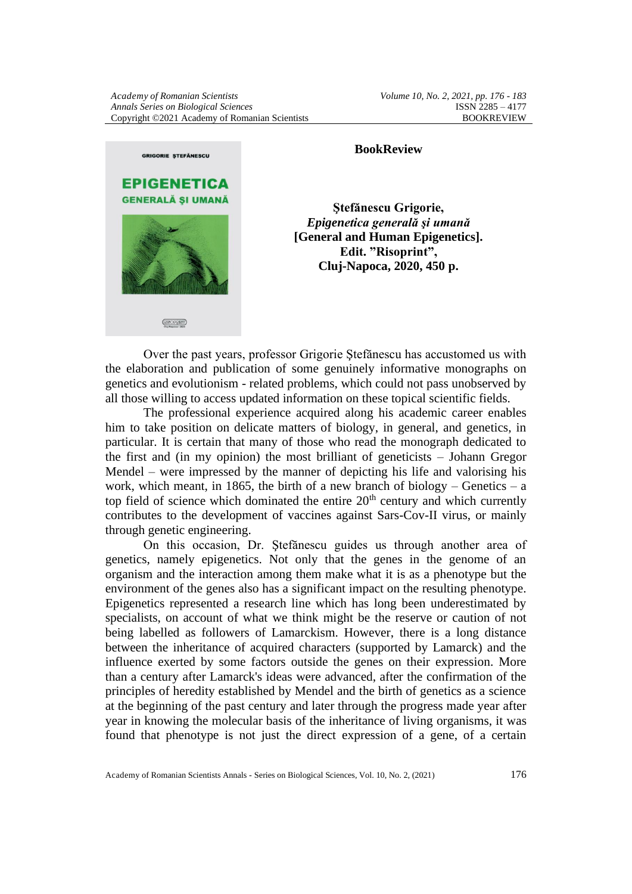**BookReview**

**Ştefănescu Grigorie,**
***Epigenetica generală şi umană***
**[General and Human Epigenetics].**
**Edit. "Risoprint",**
**Cluj-Napoca, 2020, 450 p.**

Over the past years, professor Grigorie Ştefănescu has accustomed us with the elaboration and publication of some genuinely informative monographs on genetics and evolutionism - related problems, which could not pass unobserved by all those willing to access updated information on these topical scientific fields.

The professional experience acquired along his academic career enables him to take position on delicate matters of biology, in general, and genetics, in particular. It is certain that many of those who read the monograph dedicated to the first and (in my opinion) the most brilliant of geneticists – Johann Gregor Mendel – were impressed by the manner of depicting his life and valorising his work, which meant, in 1865, the birth of a new branch of biology – Genetics – a top field of science which dominated the entire 20th century and which currently contributes to the development of vaccines against Sars-Cov-II virus, or mainly through genetic engineering.

On this occasion, Dr. Ştefănescu guides us through another area of genetics, namely epigenetics. Not only that the genes in the genome of an organism and the interaction among them make what it is as a phenotype but the environment of the genes also has a significant impact on the resulting phenotype. Epigenetics represented a research line which has long been underestimated by specialists, on account of what we think might be the reserve or caution of not being labelled as followers of Lamarckism. However, there is a long distance between the inheritance of acquired characters (supported by Lamarck) and the influence exerted by some factors outside the genes on their expression. More than a century after Lamarck's ideas were advanced, after the confirmation of the principles of heredity established by Mendel and the birth of genetics as a science at the beginning of the past century and later through the progress made year after year in knowing the molecular basis of the inheritance of living organisms, it was found that phenotype is not just the direct expression of a gene, of a certain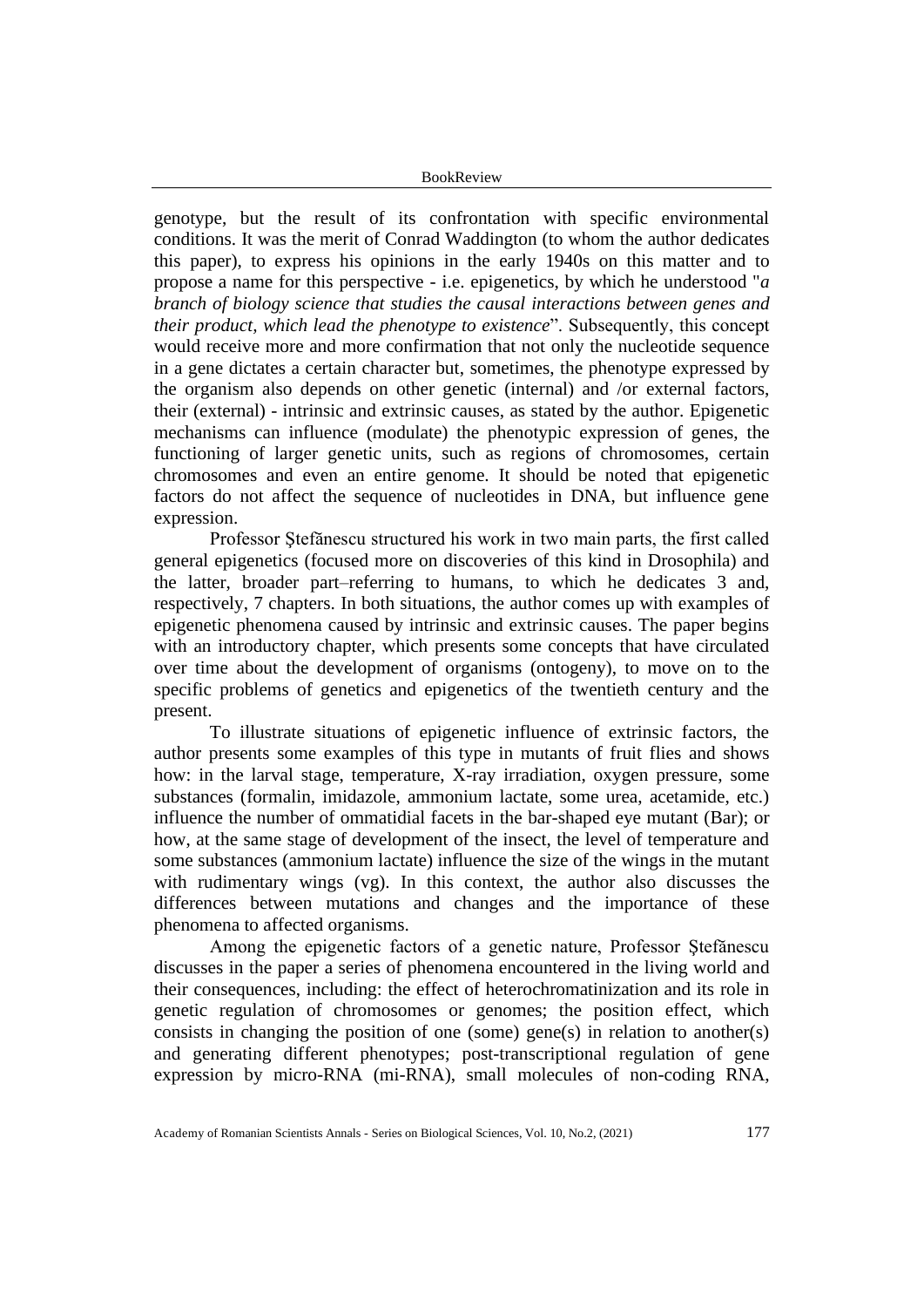genotype, but the result of its confrontation with specific environmental conditions. It was the merit of Conrad Waddington (to whom the author dedicates this paper), to express his opinions in the early 1940s on this matter and to propose a name for this perspective - i.e. epigenetics, by which he understood "*a branch of biology science that studies the causal interactions between genes and their product, which lead the phenotype to existence*". Subsequently, this concept would receive more and more confirmation that not only the nucleotide sequence in a gene dictates a certain character but, sometimes, the phenotype expressed by the organism also depends on other genetic (internal) and /or external factors, their (external) - intrinsic and extrinsic causes, as stated by the author. Epigenetic mechanisms can influence (modulate) the phenotypic expression of genes, the functioning of larger genetic units, such as regions of chromosomes, certain chromosomes and even an entire genome. It should be noted that epigenetic factors do not affect the sequence of nucleotides in DNA, but influence gene expression.

Professor Ştefănescu structured his work in two main parts, the first called general epigenetics (focused more on discoveries of this kind in Drosophila) and the latter, broader part–referring to humans, to which he dedicates 3 and, respectively, 7 chapters. In both situations, the author comes up with examples of epigenetic phenomena caused by intrinsic and extrinsic causes. The paper begins with an introductory chapter, which presents some concepts that have circulated over time about the development of organisms (ontogeny), to move on to the specific problems of genetics and epigenetics of the twentieth century and the present.

To illustrate situations of epigenetic influence of extrinsic factors, the author presents some examples of this type in mutants of fruit flies and shows how: in the larval stage, temperature, X-ray irradiation, oxygen pressure, some substances (formalin, imidazole, ammonium lactate, some urea, acetamide, etc.) influence the number of ommatidial facets in the bar-shaped eye mutant (Bar); or how, at the same stage of development of the insect, the level of temperature and some substances (ammonium lactate) influence the size of the wings in the mutant with rudimentary wings (vg). In this context, the author also discusses the differences between mutations and changes and the importance of these phenomena to affected organisms.

Among the epigenetic factors of a genetic nature, Professor Ştefănescu discusses in the paper a series of phenomena encountered in the living world and their consequences, including: the effect of heterochromatinization and its role in genetic regulation of chromosomes or genomes; the position effect, which consists in changing the position of one (some) gene(s) in relation to another(s) and generating different phenotypes; post-transcriptional regulation of gene expression by micro-RNA (mi-RNA), small molecules of non-coding RNA,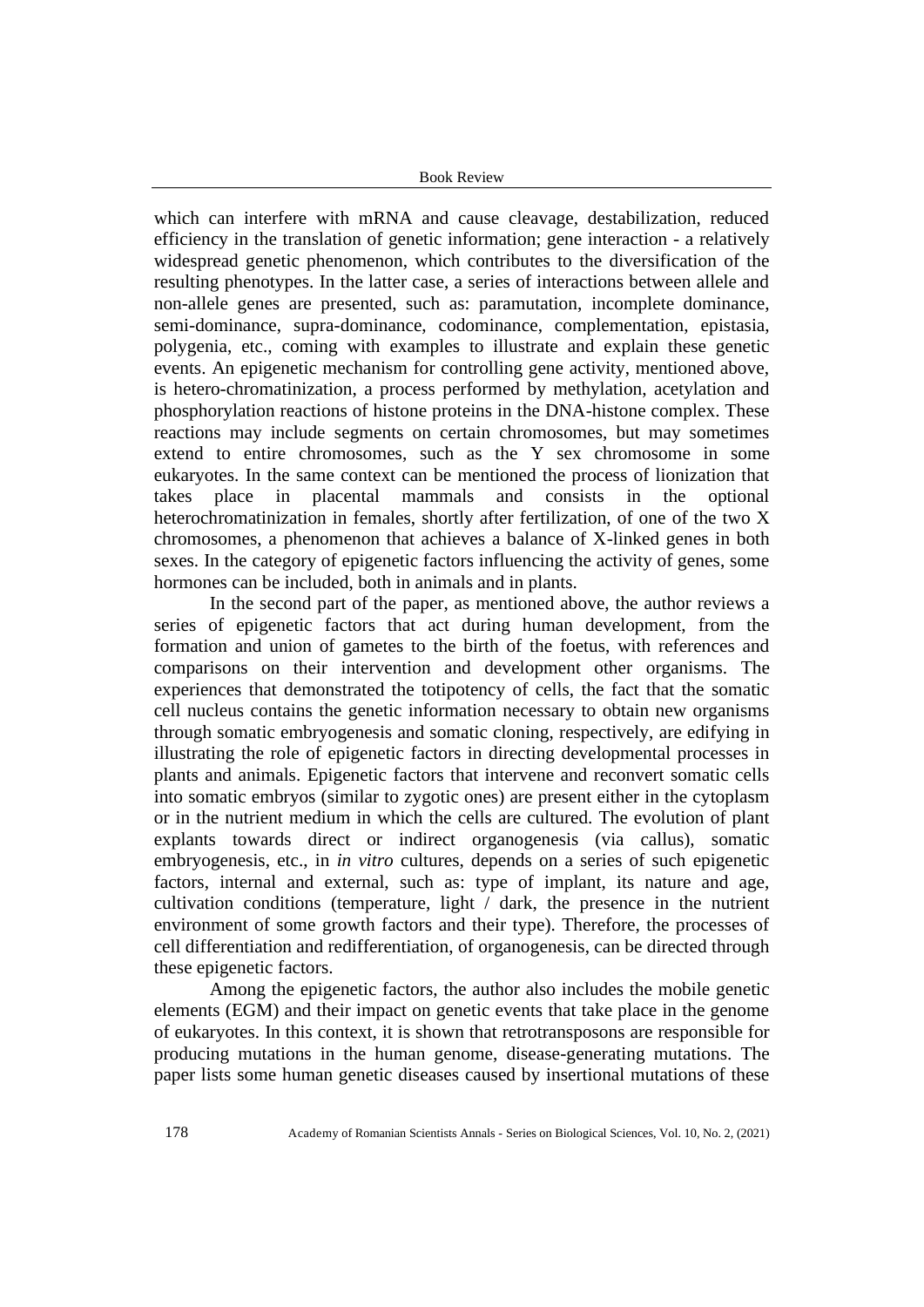which can interfere with mRNA and cause cleavage, destabilization, reduced efficiency in the translation of genetic information; gene interaction - a relatively widespread genetic phenomenon, which contributes to the diversification of the resulting phenotypes. In the latter case, a series of interactions between allele and non-allele genes are presented, such as: paramutation, incomplete dominance, semi-dominance, supra-dominance, codominance, complementation, epistasia, polygenia, etc., coming with examples to illustrate and explain these genetic events. An epigenetic mechanism for controlling gene activity, mentioned above, is hetero-chromatinization, a process performed by methylation, acetylation and phosphorylation reactions of histone proteins in the DNA-histone complex. These reactions may include segments on certain chromosomes, but may sometimes extend to entire chromosomes, such as the Y sex chromosome in some eukaryotes. In the same context can be mentioned the process of lionization that takes place in placental mammals and consists in the optional heterochromatinization in females, shortly after fertilization, of one of the two X chromosomes, a phenomenon that achieves a balance of X-linked genes in both sexes. In the category of epigenetic factors influencing the activity of genes, some hormones can be included, both in animals and in plants.

In the second part of the paper, as mentioned above, the author reviews a series of epigenetic factors that act during human development, from the formation and union of gametes to the birth of the foetus, with references and comparisons on their intervention and development other organisms. The experiences that demonstrated the totipotency of cells, the fact that the somatic cell nucleus contains the genetic information necessary to obtain new organisms through somatic embryogenesis and somatic cloning, respectively, are edifying in illustrating the role of epigenetic factors in directing developmental processes in plants and animals. Epigenetic factors that intervene and reconvert somatic cells into somatic embryos (similar to zygotic ones) are present either in the cytoplasm or in the nutrient medium in which the cells are cultured. The evolution of plant explants towards direct or indirect organogenesis (via callus), somatic embryogenesis, etc., in *in vitro* cultures, depends on a series of such epigenetic factors, internal and external, such as: type of implant, its nature and age, cultivation conditions (temperature, light / dark, the presence in the nutrient environment of some growth factors and their type). Therefore, the processes of cell differentiation and redifferentiation, of organogenesis, can be directed through these epigenetic factors.

Among the epigenetic factors, the author also includes the mobile genetic elements (EGM) and their impact on genetic events that take place in the genome of eukaryotes. In this context, it is shown that retrotransposons are responsible for producing mutations in the human genome, disease-generating mutations. The paper lists some human genetic diseases caused by insertional mutations of these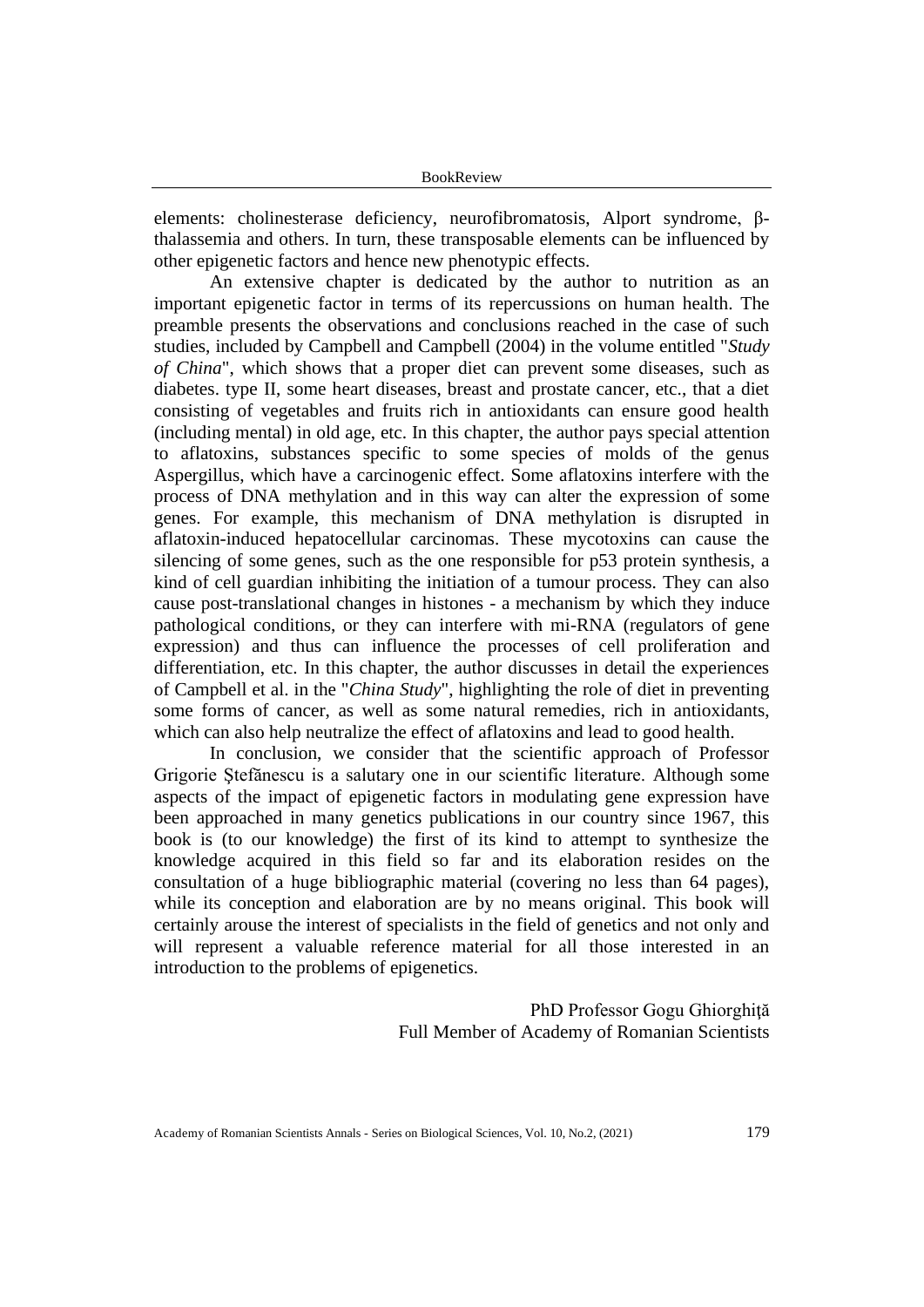elements: cholinesterase deficiency, neurofibromatosis, Alport syndrome, β-thalassemia and others. In turn, these transposable elements can be influenced by other epigenetic factors and hence new phenotypic effects.

An extensive chapter is dedicated by the author to nutrition as an important epigenetic factor in terms of its repercussions on human health. The preamble presents the observations and conclusions reached in the case of such studies, included by Campbell and Campbell (2004) in the volume entitled "*Study of China*", which shows that a proper diet can prevent some diseases, such as diabetes. type II, some heart diseases, breast and prostate cancer, etc., that a diet consisting of vegetables and fruits rich in antioxidants can ensure good health (including mental) in old age, etc. In this chapter, the author pays special attention to aflatoxins, substances specific to some species of molds of the genus Aspergillus, which have a carcinogenic effect. Some aflatoxins interfere with the process of DNA methylation and in this way can alter the expression of some genes. For example, this mechanism of DNA methylation is disrupted in aflatoxin-induced hepatocellular carcinomas. These mycotoxins can cause the silencing of some genes, such as the one responsible for p53 protein synthesis, a kind of cell guardian inhibiting the initiation of a tumour process. They can also cause post-translational changes in histones - a mechanism by which they induce pathological conditions, or they can interfere with mi-RNA (regulators of gene expression) and thus can influence the processes of cell proliferation and differentiation, etc. In this chapter, the author discusses in detail the experiences of Campbell et al. in the "*China Study*", highlighting the role of diet in preventing some forms of cancer, as well as some natural remedies, rich in antioxidants, which can also help neutralize the effect of aflatoxins and lead to good health.

In conclusion, we consider that the scientific approach of Professor Grigorie Ştefănescu is a salutary one in our scientific literature. Although some aspects of the impact of epigenetic factors in modulating gene expression have been approached in many genetics publications in our country since 1967, this book is (to our knowledge) the first of its kind to attempt to synthesize the knowledge acquired in this field so far and its elaboration resides on the consultation of a huge bibliographic material (covering no less than 64 pages), while its conception and elaboration are by no means original. This book will certainly arouse the interest of specialists in the field of genetics and not only and will represent a valuable reference material for all those interested in an introduction to the problems of epigenetics.

PhD Professor Gogu Ghiorghiţă
Full Member of Academy of Romanian Scientists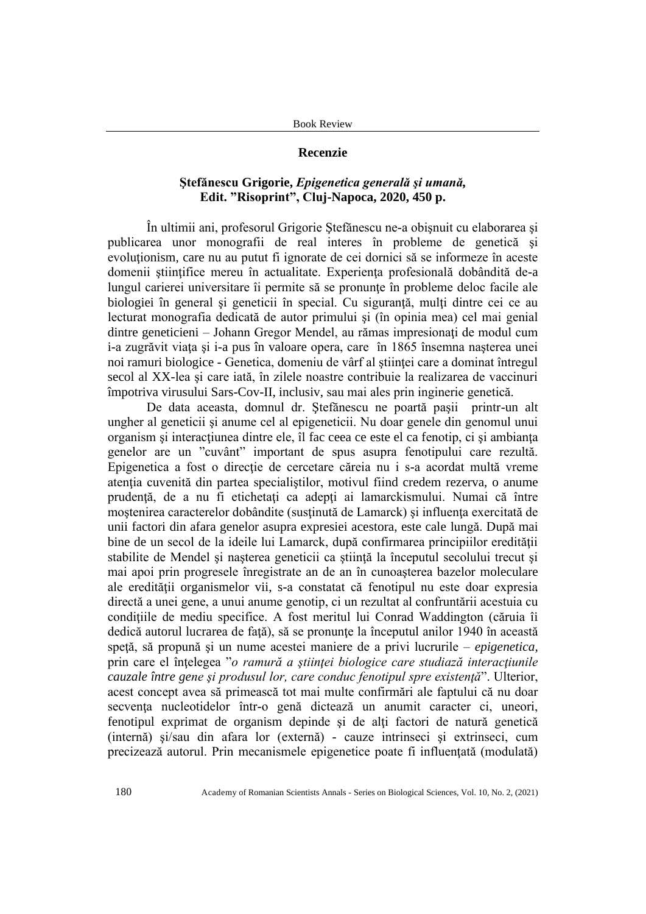## Recenzie

### Ştefănescu Grigorie, *Epigenetica generală şi umană*, Edit. "Risoprint", Cluj-Napoca, 2020, 450 p.

În ultimii ani, profesorul Grigorie Ştefănescu ne-a obişnuit cu elaborarea şi publicarea unor monografii de real interes în probleme de genetică şi evoluţionism, care nu au putut fi ignorate de cei dornici să se informeze în aceste domenii ştiinţifice mereu în actualitate. Experienţa profesională dobândită de-a lungul carierei universitare îi permite să se pronunţe în probleme deloc facile ale biologiei în general şi geneticii în special. Cu siguranţă, mulţi dintre cei ce au lecturat monografia dedicată de autor primului şi (în opinia mea) cel mai genial dintre geneticieni – Johann Gregor Mendel, au rămas impresionaţi de modul cum i-a zugrăvit viaţa şi i-a pus în valoare opera, care în 1865 însemna naşterea unei noi ramuri biologice - Genetica, domeniu de vârf al ştiinţei care a dominat întregul secol al XX-lea şi care iată, în zilele noastre contribuie la realizarea de vaccinuri împotriva virusului Sars-Cov-II, inclusiv, sau mai ales prin inginerie genetică.

De data aceasta, domnul dr. Ştefănescu ne poartă paşii printr-un alt ungher al geneticii şi anume cel al epigeneticii. Nu doar genele din genomul unui organism şi interacţiunea dintre ele, îl fac ceea ce este el ca fenotip, ci şi ambianţa genelor are un "cuvânt" important de spus asupra fenotipului care rezultă. Epigenetica a fost o direcţie de cercetare căreia nu i s-a acordat multă vreme atenţia cuvenită din partea specialiştilor, motivul fiind credem rezerva, o anume prudenţă, de a nu fi etichetaţi ca adepţi ai lamarckismului. Numai că între moştenirea caracterelor dobândite (susţinută de Lamarck) şi influenţa exercitată de unii factori din afara genelor asupra expresiei acestora, este cale lungă. După mai bine de un secol de la ideile lui Lamarck, după confirmarea principiilor eredităţii stabilite de Mendel şi naşterea geneticii ca ştiinţă la începutul secolului trecut şi mai apoi prin progresele înregistrate an de an în cunoaşterea bazelor moleculare ale eredităţii organismelor vii, s-a constatat că fenotipul nu este doar expresia directă a unei gene, a unui anume genotip, ci un rezultat al confruntării acestuia cu condiţiile de mediu specifice. A fost meritul lui Conrad Waddington (căruia îi dedică autorul lucrarea de faţă), să se pronunţe la începutul anilor 1940 în această speţă, să propună şi un nume acestei maniere de a privi lucrurile – *epigenetica*, prin care el înţelegea "*o ramură a ştiinţei biologice care studiază interacţiunile cauzale între gene şi produsul lor, care conduc fenotipul spre existenţă*". Ulterior, acest concept avea să primească tot mai multe confirmări ale faptului că nu doar secvenţa nucleotidelor într-o genă dictează un anumit caracter ci, uneori, fenotipul exprimat de organism depinde şi de alţi factori de natură genetică (internă) şi/sau din afara lor (externă) - cauze intrinseci şi extrinseci, cum precizează autorul. Prin mecanismele epigenetice poate fi influenţată (modulată)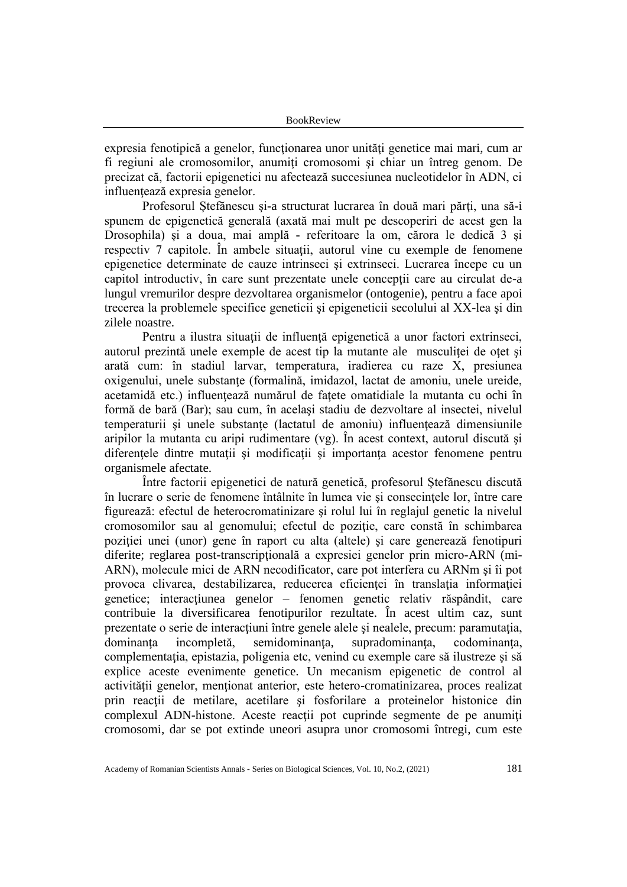expresia fenotipică a genelor, funcţionarea unor unităţi genetice mai mari, cum ar fi regiuni ale cromosomilor, anumiţi cromosomi şi chiar un întreg genom. De precizat că, factorii epigenetici nu afectează succesiunea nucleotidelor în ADN, ci influenţează expresia genelor.

Profesorul Ştefănescu şi-a structurat lucrarea în două mari părţi, una să-i spunem de epigenetică generală (axată mai mult pe descoperiri de acest gen la Drosophila) şi a doua, mai amplă - referitoare la om, cărora le dedică 3 şi respectiv 7 capitole. În ambele situaţii, autorul vine cu exemple de fenomene epigenetice determinate de cauze intrinseci şi extrinseci. Lucrarea începe cu un capitol introductiv, în care sunt prezentate unele concepţii care au circulat de-a lungul vremurilor despre dezvoltarea organismelor (ontogenie), pentru a face apoi trecerea la problemele specifice geneticii şi epigeneticii secolului al XX-lea şi din zilele noastre.

Pentru a ilustra situaţii de influenţă epigenetică a unor factori extrinseci, autorul prezintă unele exemple de acest tip la mutante ale musculiţei de oţet şi arată cum: în stadiul larvar, temperatura, iradierea cu raze X, presiunea oxigenului, unele substanţe (formalină, imidazol, lactat de amoniu, unele ureide, acetamidă etc.) influenţează numărul de faţete omatidiale la mutanta cu ochi în formă de bară (Bar); sau cum, în acelaşi stadiu de dezvoltare al insectei, nivelul temperaturii şi unele substanţe (lactatul de amoniu) influenţează dimensiunile aripilor la mutanta cu aripi rudimentare (vg). În acest context, autorul discută şi diferenţele dintre mutaţii şi modificaţii şi importanţa acestor fenomene pentru organismele afectate.

Între factorii epigenetici de natură genetică, profesorul Ştefănescu discută în lucrare o serie de fenomene întâlnite în lumea vie şi consecinţele lor, între care figurează: efectul de heterocromatinizare şi rolul lui în reglajul genetic la nivelul cromosomilor sau al genomului; efectul de poziţie, care constă în schimbarea poziţiei unei (unor) gene în raport cu alta (altele) şi care generează fenotipuri diferite; reglarea post-transcripţională a expresiei genelor prin micro-ARN (mi-ARN), molecule mici de ARN necodificator, care pot interfera cu ARNm şi îi pot provoca clivarea, destabilizarea, reducerea eficienţei în translaţia informaţiei genetice; interacţiunea genelor – fenomen genetic relativ răspândit, care contribuie la diversificarea fenotipurilor rezultate. În acest ultim caz, sunt prezentate o serie de interacţiuni între genele alele şi nealele, precum: paramutaţia, dominanţa incompletă, semidominanţa, supradominanţa, codominanţa, complementaţia, epistazia, poligenia etc, venind cu exemple care să ilustreze şi să explice aceste evenimente genetice. Un mecanism epigenetic de control al activităţii genelor, menţionat anterior, este hetero-cromatinizarea, proces realizat prin reacţii de metilare, acetilare şi fosforilare a proteinelor histonice din complexul ADN-histone. Aceste reacţii pot cuprinde segmente de pe anumiţi cromosomi, dar se pot extinde uneori asupra unor cromosomi întregi, cum este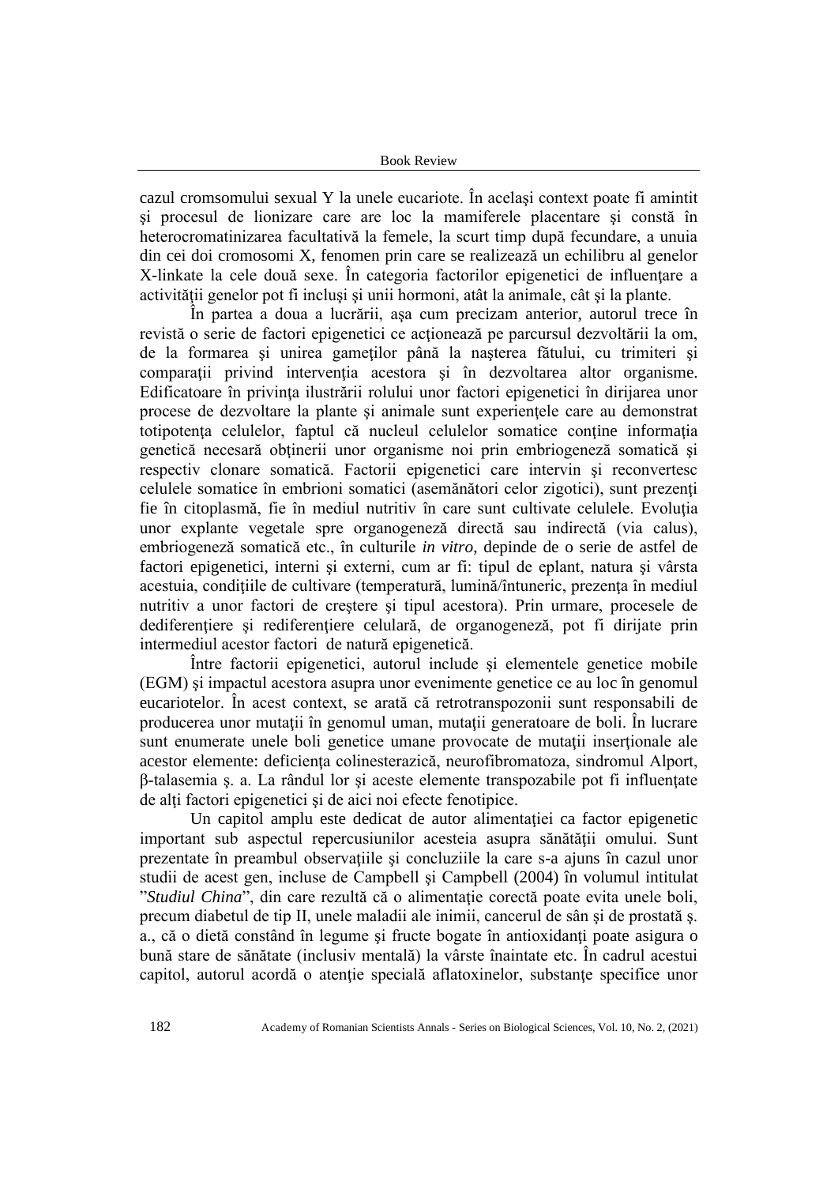cazul cromsomului sexual Y la unele eucariote. În acelaşi context poate fi amintit şi procesul de lionizare care are loc la mamiferele placentare şi constă în heterocromatinizarea facultativă la femele, la scurt timp după fecundare, a unuia din cei doi cromosomi X, fenomen prin care se realizează un echilibru al genelor X-linkate la cele două sexe. În categoria factorilor epigenetici de influenţare a activităţii genelor pot fi incluşi şi unii hormoni, atât la animale, cât şi la plante.

În partea a doua a lucrării, aşa cum precizam anterior, autorul trece în revistă o serie de factori epigenetici ce acţionează pe parcursul dezvoltării la om, de la formarea şi unirea gameţilor până la naşterea fătului, cu trimiteri şi comparaţii privind intervenţia acestora şi în dezvoltarea altor organisme. Edificatoare în privinţa ilustrării rolului unor factori epigenetici în dirijarea unor procese de dezvoltare la plante şi animale sunt experienţele care au demonstrat totipotenţa celulelor, faptul că nucleul celulelor somatice conţine informaţia genetică necesară obţinerii unor organisme noi prin embriogeneză somatică şi respectiv clonare somatică. Factorii epigenetici care intervin şi reconvertesc celulele somatice în embrioni somatici (asemănători celor zigotici), sunt prezenţi fie în citoplasmă, fie în mediul nutritiv în care sunt cultivate celulele. Evoluția unor explante vegetale spre organogeneză directă sau indirectă (via calus), embriogeneză somatică etc., în culturile *in vitro*, depinde de o serie de astfel de factori epigenetici, interni şi externi, cum ar fi: tipul de eplant, natura şi vârsta acestuia, condiţiile de cultivare (temperatură, lumină/întuneric, prezenţa în mediul nutritiv a unor factori de creştere şi tipul acestora). Prin urmare, procesele de dediferenţiere şi rediferenţiere celulară, de organogeneză, pot fi dirijate prin intermediul acestor factori de natură epigenetică.

Între factorii epigenetici, autorul include şi elementele genetice mobile (EGM) şi impactul acestora asupra unor evenimente genetice ce au loc în genomul eucariotelor. În acest context, se arată că retrotranspozonii sunt responsabili de producerea unor mutaţii în genomul uman, mutaţii generatoare de boli. În lucrare sunt enumerate unele boli genetice umane provocate de mutaţii inserţionale ale acestor elemente: deficienţa colinesterazică, neurofibromatoza, sindromul Alport, β-talasemia ş. a. La rândul lor şi aceste elemente transpozabile pot fi influenţate de alţi factori epigenetici şi de aici noi efecte fenotipice.

Un capitol amplu este dedicat de autor alimentaţiei ca factor epigenetic important sub aspectul repercusiunilor acesteia asupra sănătăţii omului. Sunt prezentate în preambul observaţiile şi concluziile la care s-a ajuns în cazul unor studii de acest gen, incluse de Campbell şi Campbell (2004) în volumul intitulat "*Studiul China*", din care rezultă că o alimentaţie corectă poate evita unele boli, precum diabetul de tip II, unele maladii ale inimii, cancerul de sân şi de prostată ş. a., că o dietă constând în legume şi fructe bogate în antioxidanţi poate asigura o bună stare de sănătate (inclusiv mentală) la vârste înaintate etc. În cadrul acestui capitol, autorul acordă o atenţie specială aflatoxinelor, substanţe specifice unor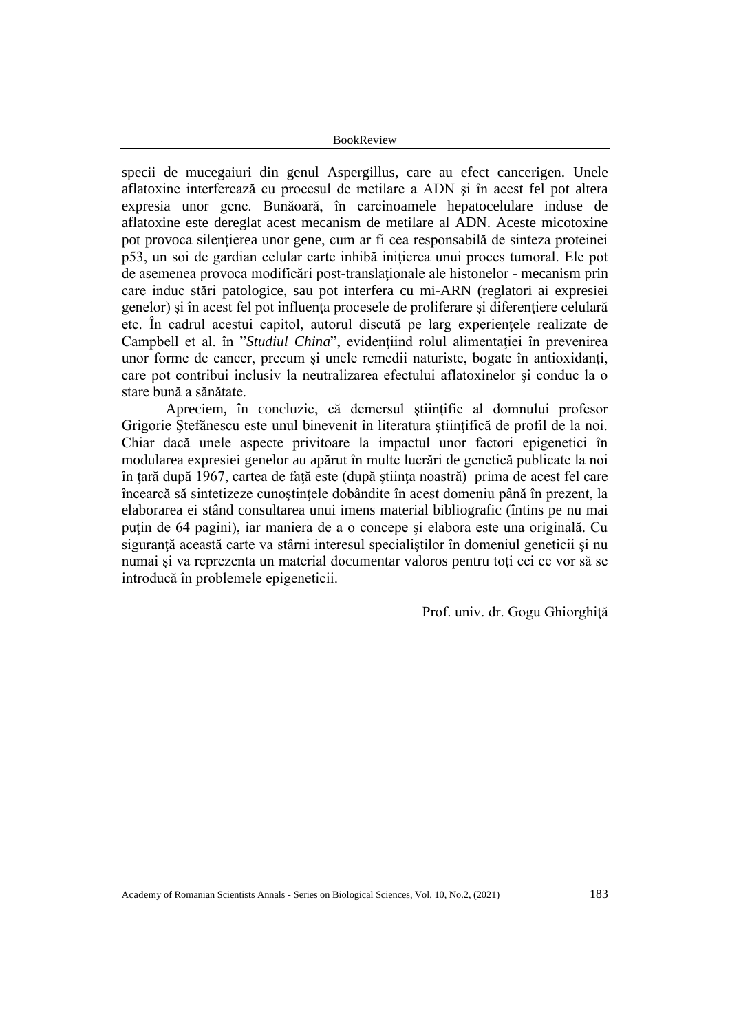specii de mucegaiuri din genul Aspergillus, care au efect cancerigen. Unele aflatoxine interferează cu procesul de metilare a ADN şi în acest fel pot altera expresia unor gene. Bunăoară, în carcinoamele hepatocelulare induse de aflatoxine este dereglat acest mecanism de metilare al ADN. Aceste micotoxine pot provoca silenţierea unor gene, cum ar fi cea responsabilă de sinteza proteinei p53, un soi de gardian celular carte inhibă iniţierea unui proces tumoral. Ele pot de asemenea provoca modificări post-translaţionale ale histonelor - mecanism prin care induc stări patologice, sau pot interfera cu mi-ARN (reglatori ai expresiei genelor) şi în acest fel pot influenţa procesele de proliferare şi diferenţiere celulară etc. În cadrul acestui capitol, autorul discută pe larg experienţele realizate de Campbell et al. în ”*Studiul China*”, evidenţiind rolul alimentaţiei în prevenirea unor forme de cancer, precum şi unele remedii naturiste, bogate în antioxidanţi, care pot contribui inclusiv la neutralizarea efectului aflatoxinelor şi conduc la o stare bună a sănătate.

Apreciem, în concluzie, că demersul ştiinţific al domnului profesor Grigorie Ştefănescu este unul binevenit în literatura ştiinţifică de profil de la noi. Chiar dacă unele aspecte privitoare la impactul unor factori epigenetici în modularea expresiei genelor au apărut în multe lucrări de genetică publicate la noi în ţară după 1967, cartea de faţă este (după ştiinţa noastră) prima de acest fel care încearcă să sintetizeze cunoştinţele dobândite în acest domeniu până în prezent, la elaborarea ei stând consultarea unui imens material bibliografic (întins pe nu mai puţin de 64 pagini), iar maniera de a o concepe şi elabora este una originală. Cu siguranţă această carte va stârni interesul specialiştilor în domeniul geneticii şi nu numai şi va reprezenta un material documentar valoros pentru toţi cei ce vor să se introducă în problemele epigeneticii.

Prof. univ. dr. Gogu Ghiorghiţă